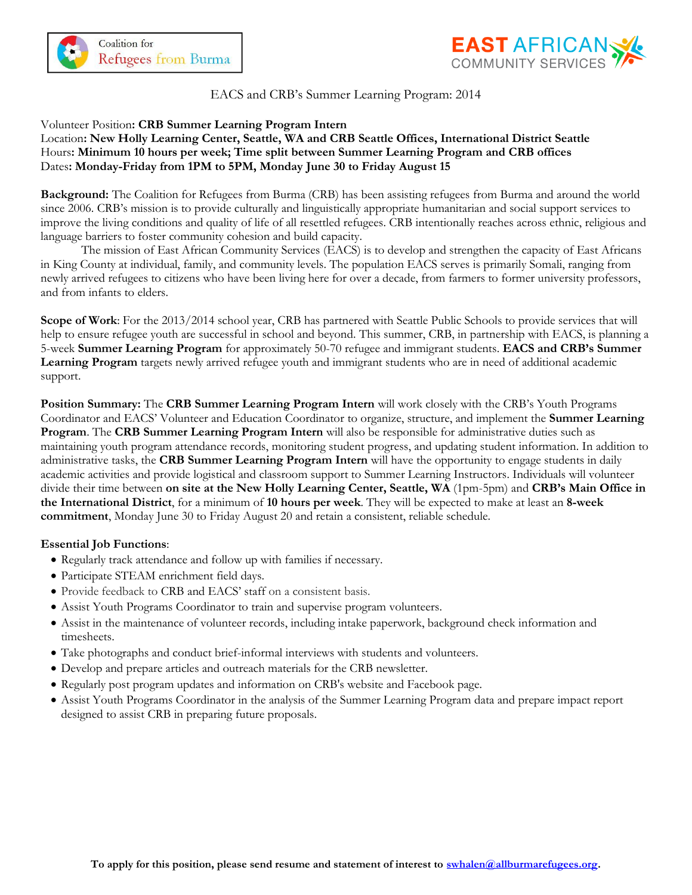Coalition for Refugees from Burma

EAST AFRICAN COMMUNITY SERVICES

EACS and CRB's Summer Learning Program: 2014

Volunteer Position**: CRB Summer Learning Program Intern**
Location**: New Holly Learning Center, Seattle, WA and CRB Seattle Offices, International District Seattle**
Hours**: Minimum 10 hours per week; Time split between Summer Learning Program and CRB offices**
Dates**: Monday-Friday from 1PM to 5PM, Monday June 30 to Friday August 15**

**Background:** The Coalition for Refugees from Burma (CRB) has been assisting refugees from Burma and around the world since 2006. CRB's mission is to provide culturally and linguistically appropriate humanitarian and social support services to improve the living conditions and quality of life of all resettled refugees. CRB intentionally reaches across ethnic, religious and language barriers to foster community cohesion and build capacity.

The mission of East African Community Services (EACS) is to develop and strengthen the capacity of East Africans in King County at individual, family, and community levels. The population EACS serves is primarily Somali, ranging from newly arrived refugees to citizens who have been living here for over a decade, from farmers to former university professors, and from infants to elders.

**Scope of Work**: For the 2013/2014 school year, CRB has partnered with Seattle Public Schools to provide services that will help to ensure refugee youth are successful in school and beyond. This summer, CRB, in partnership with EACS, is planning a 5-week **Summer Learning Program** for approximately 50-70 refugee and immigrant students. **EACS and CRB's Summer Learning Program** targets newly arrived refugee youth and immigrant students who are in need of additional academic support.

**Position Summary:** The **CRB Summer Learning Program Intern** will work closely with the CRB's Youth Programs Coordinator and EACS' Volunteer and Education Coordinator to organize, structure, and implement the **Summer Learning Program**. The **CRB Summer Learning Program Intern** will also be responsible for administrative duties such as maintaining youth program attendance records, monitoring student progress, and updating student information. In addition to administrative tasks, the **CRB Summer Learning Program Intern** will have the opportunity to engage students in daily academic activities and provide logistical and classroom support to Summer Learning Instructors. Individuals will volunteer divide their time between **on site at the New Holly Learning Center, Seattle, WA** (1pm-5pm) and **CRB's Main Office in the International District**, for a minimum of **10 hours per week**. They will be expected to make at least an **8-week commitment**, Monday June 30 to Friday August 20 and retain a consistent, reliable schedule.

**Essential Job Functions**:

- Regularly track attendance and follow up with families if necessary.
- Participate STEAM enrichment field days.
- Provide feedback to CRB and EACS' staff on a consistent basis.
- Assist Youth Programs Coordinator to train and supervise program volunteers.
- Assist in the maintenance of volunteer records, including intake paperwork, background check information and timesheets.
- Take photographs and conduct brief-informal interviews with students and volunteers.
- Develop and prepare articles and outreach materials for the CRB newsletter.
- Regularly post program updates and information on CRB's website and Facebook page.
- Assist Youth Programs Coordinator in the analysis of the Summer Learning Program data and prepare impact report designed to assist CRB in preparing future proposals.

**To apply for this position, please send resume and statement of interest to swhalen@allburmarefugees.org.**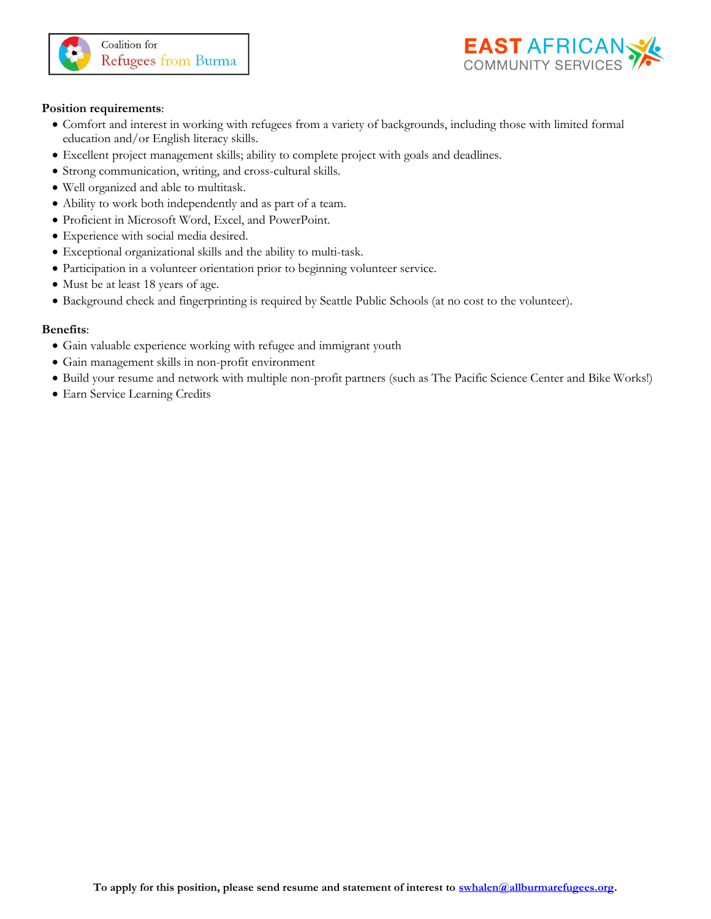**Position requirements**:

- Comfort and interest in working with refugees from a variety of backgrounds, including those with limited formal education and/or English literacy skills.
- Excellent project management skills; ability to complete project with goals and deadlines.
- Strong communication, writing, and cross-cultural skills.
- Well organized and able to multitask.
- Ability to work both independently and as part of a team.
- Proficient in Microsoft Word, Excel, and PowerPoint.
- Experience with social media desired.
- Exceptional organizational skills and the ability to multi-task.
- Participation in a volunteer orientation prior to beginning volunteer service.
- Must be at least 18 years of age.
- Background check and fingerprinting is required by Seattle Public Schools (at no cost to the volunteer).

**Benefits**:

- Gain valuable experience working with refugee and immigrant youth
- Gain management skills in non-profit environment
- Build your resume and network with multiple non-profit partners (such as The Pacific Science Center and Bike Works!)
- Earn Service Learning Credits

**To apply for this position, please send resume and statement of interest to [swhalen@allburmarefugees.org](mailto:swhalen@allburmarefugees.org).**